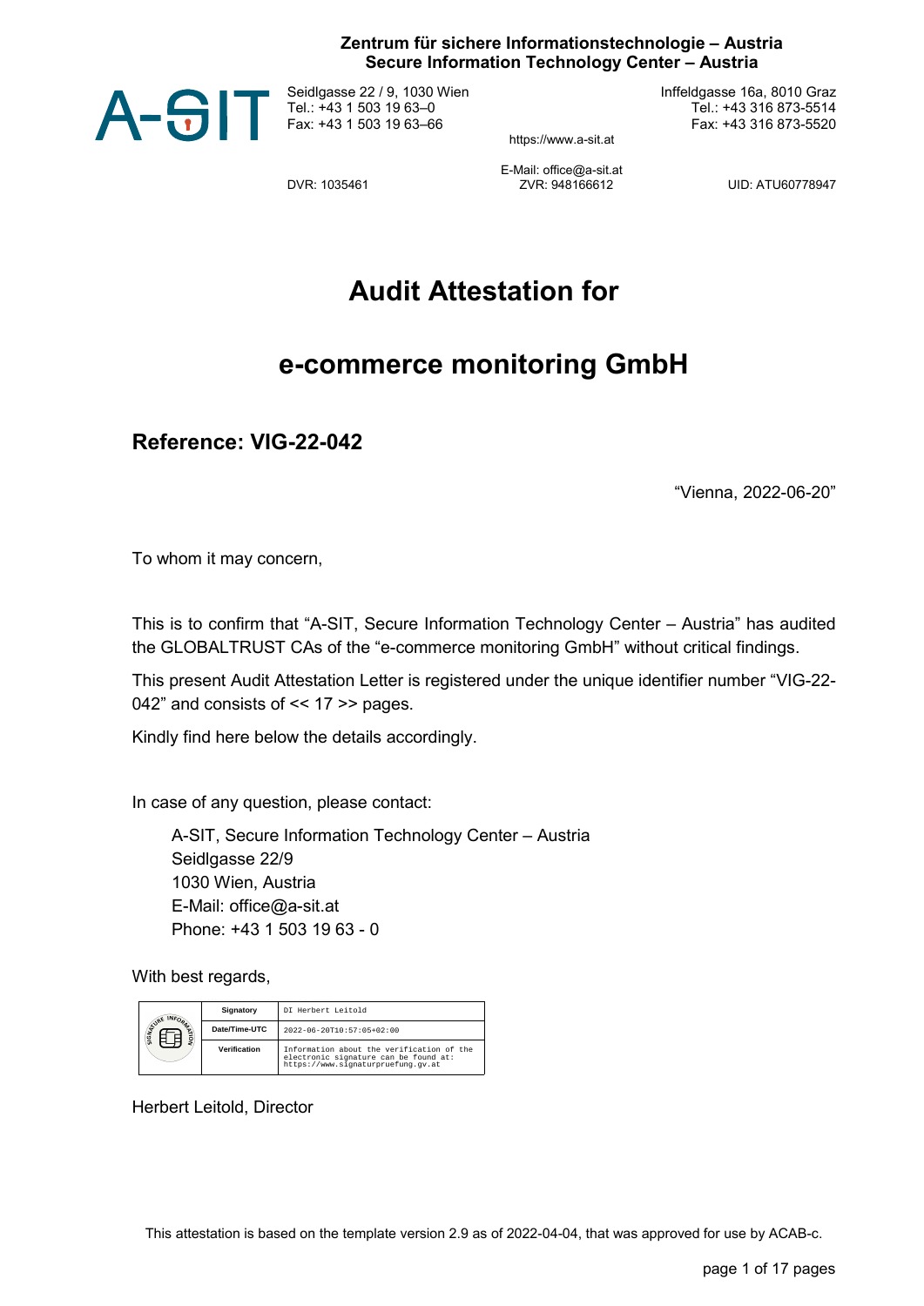**Zentrum für sichere Informationstechnologie – Austria**
**Secure Information Technology Center – Austria**

A-SIT

Seidlgasse 22 / 9, 1030 Wien
Tel.: +43 1 503 19 63–0
Fax: +43 1 503 19 63–66

Inffeldgasse 16a, 8010 Graz
Tel.: +43 316 873-5514
Fax: +43 316 873-5520

https://www.a-sit.at

E-Mail: office@a-sit.at

DVR: 1035461 ZVR: 948166612 UID: ATU60778947

# Audit Attestation for

# e-commerce monitoring GmbH

## Reference: VIG-22-042

"Vienna, 2022-06-20"

To whom it may concern,

This is to confirm that "A-SIT, Secure Information Technology Center – Austria" has audited the GLOBALTRUST CAs of the "e-commerce monitoring GmbH" without critical findings.

This present Audit Attestation Letter is registered under the unique identifier number "VIG-22-042" and consists of << 17 >> pages.

Kindly find here below the details accordingly.

In case of any question, please contact:

A-SIT, Secure Information Technology Center – Austria
Seidlgasse 22/9
1030 Wien, Austria
E-Mail: office@a-sit.at
Phone: +43 1 503 19 63 - 0

With best regards,

| | | |
|---|---|---|
| | Signatory | DI Herbert Leitold |
| | Date/Time-UTC | 2022-06-20T10:57:05+02:00 |
| | Verification | Information about the verification of the electronic signature can be found at: https://www.signaturpruefung.gv.at |

Herbert Leitold, Director

This attestation is based on the template version 2.9 as of 2022-04-04, that was approved for use by ACAB-c.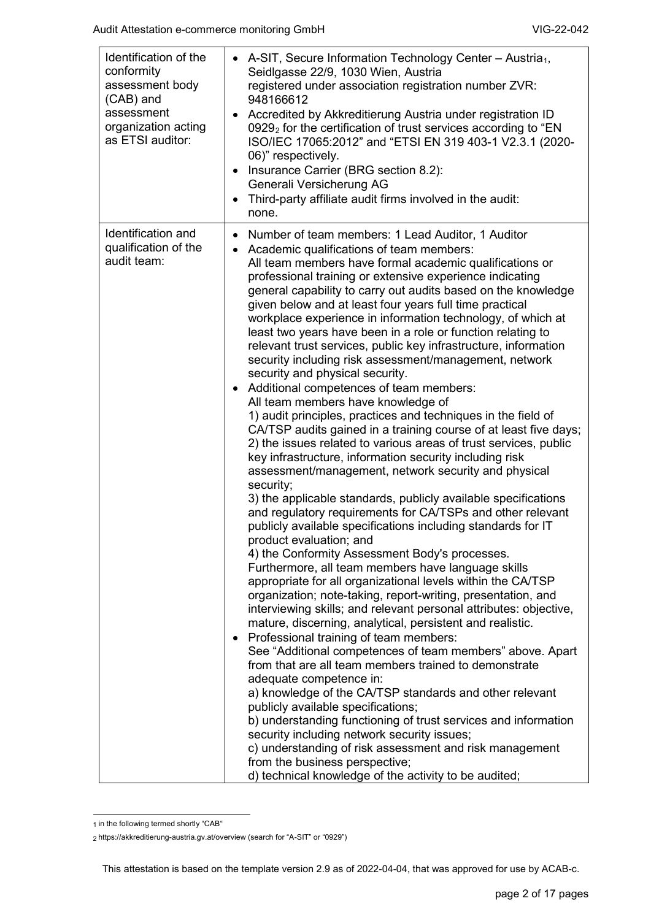| | |
|---|---|
| Identification of the conformity assessment body (CAB) and assessment organization acting as ETSI auditor: | • A-SIT, Secure Information Technology Center – Austria[1], Seidlgasse 22/9, 1030 Wien, Austria registered under association registration number ZVR: 948166612<br>• Accredited by Akkreditierung Austria under registration ID 0929[2] for the certification of trust services according to "EN ISO/IEC 17065:2012" and "ETSI EN 319 403-1 V2.3.1 (2020-06)" respectively.<br>• Insurance Carrier (BRG section 8.2): Generali Versicherung AG<br>• Third-party affiliate audit firms involved in the audit: none. |
| Identification and qualification of the audit team: | • Number of team members: 1 Lead Auditor, 1 Auditor<br>• Academic qualifications of team members: All team members have formal academic qualifications or professional training or extensive experience indicating general capability to carry out audits based on the knowledge given below and at least four years full time practical workplace experience in information technology, of which at least two years have been in a role or function relating to relevant trust services, public key infrastructure, information security including risk assessment/management, network security and physical security.<br>• Additional competences of team members: All team members have knowledge of<br>1) audit principles, practices and techniques in the field of CA/TSP audits gained in a training course of at least five days;<br>2) the issues related to various areas of trust services, public key infrastructure, information security including risk assessment/management, network security and physical security;<br>3) the applicable standards, publicly available specifications and regulatory requirements for CA/TSPs and other relevant publicly available specifications including standards for IT product evaluation; and<br>4) the Conformity Assessment Body's processes.<br>Furthermore, all team members have language skills appropriate for all organizational levels within the CA/TSP organization; note-taking, report-writing, presentation, and interviewing skills; and relevant personal attributes: objective, mature, discerning, analytical, persistent and realistic.<br>• Professional training of team members: See "Additional competences of team members" above. Apart from that are all team members trained to demonstrate adequate competence in:<br>a) knowledge of the CA/TSP standards and other relevant publicly available specifications;<br>b) understanding functioning of trust services and information security including network security issues;<br>c) understanding of risk assessment and risk management from the business perspective;<br>d) technical knowledge of the activity to be audited; |

[1] in the following termed shortly "CAB"

[2] https://akkreditierung-austria.gv.at/overview (search for "A-SIT" or "0929")

This attestation is based on the template version 2.9 as of 2022-04-04, that was approved for use by ACAB-c.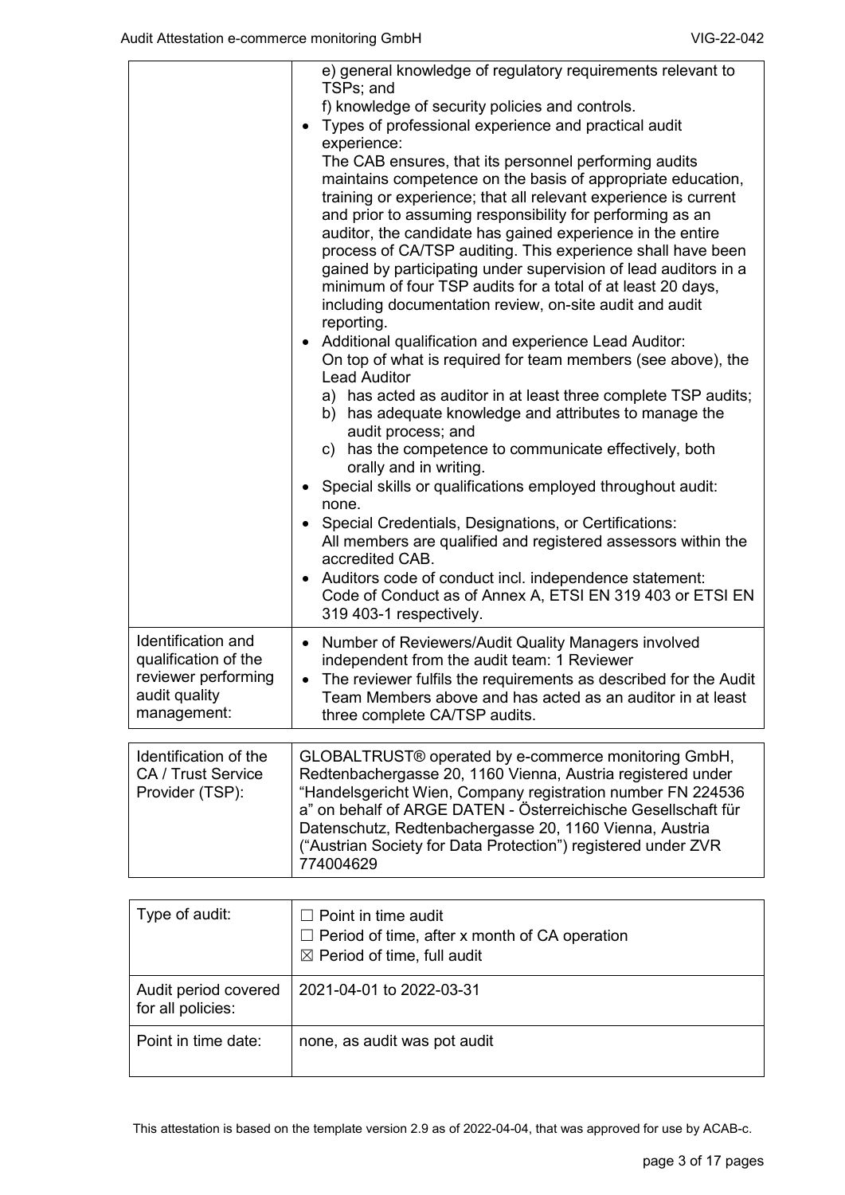| | |
|---|---|
| | e) general knowledge of regulatory requirements relevant to TSPs; and<br>f) knowledge of security policies and controls.<br>• Types of professional experience and practical audit experience:<br>The CAB ensures, that its personnel performing audits maintains competence on the basis of appropriate education, training or experience; that all relevant experience is current and prior to assuming responsibility for performing as an auditor, the candidate has gained experience in the entire process of CA/TSP auditing. This experience shall have been gained by participating under supervision of lead auditors in a minimum of four TSP audits for a total of at least 20 days, including documentation review, on-site audit and audit reporting.<br>• Additional qualification and experience Lead Auditor:<br>On top of what is required for team members (see above), the Lead Auditor<br>a) has acted as auditor in at least three complete TSP audits;<br>b) has adequate knowledge and attributes to manage the audit process; and<br>c) has the competence to communicate effectively, both orally and in writing.<br>• Special skills or qualifications employed throughout audit: none.<br>• Special Credentials, Designations, or Certifications:<br>All members are qualified and registered assessors within the accredited CAB.<br>• Auditors code of conduct incl. independence statement:<br>Code of Conduct as of Annex A, ETSI EN 319 403 or ETSI EN 319 403-1 respectively. |
| Identification and qualification of the reviewer performing audit quality management: | • Number of Reviewers/Audit Quality Managers involved independent from the audit team: 1 Reviewer<br>• The reviewer fulfils the requirements as described for the Audit Team Members above and has acted as an auditor in at least three complete CA/TSP audits. |

| | |
|---|---|
| Identification of the CA / Trust Service Provider (TSP): | GLOBALTRUST® operated by e-commerce monitoring GmbH, Redtenbachergasse 20, 1160 Vienna, Austria registered under "Handelsgericht Wien, Company registration number FN 224536 a" on behalf of ARGE DATEN - Österreichische Gesellschaft für Datenschutz, Redtenbachergasse 20, 1160 Vienna, Austria ("Austrian Society for Data Protection") registered under ZVR 774004629 |

| | |
|---|---|
| Type of audit: | ☐ Point in time audit<br>☐ Period of time, after x month of CA operation<br>☒ Period of time, full audit |
| Audit period covered for all policies: | 2021-04-01 to 2022-03-31 |
| Point in time date: | none, as audit was pot audit |

This attestation is based on the template version 2.9 as of 2022-04-04, that was approved for use by ACAB-c.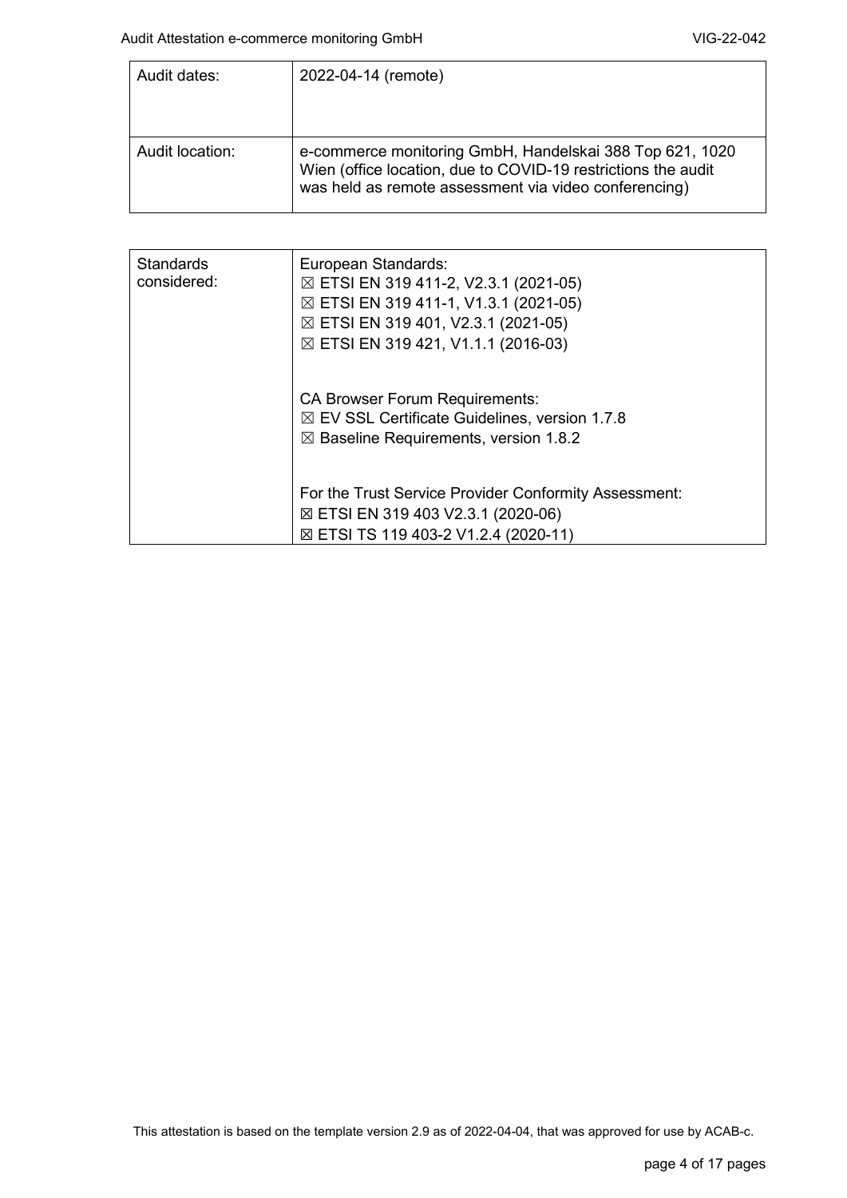| Audit dates: | 2022-04-14 (remote) |
|---|---|
| Audit location: | e-commerce monitoring GmbH, Handelskai 388 Top 621, 1020 Wien (office location, due to COVID-19 restrictions the audit was held as remote assessment via video conferencing) |

| Standards considered: | European Standards:<br>☒ ETSI EN 319 411-2, V2.3.1 (2021-05)<br>☒ ETSI EN 319 411-1, V1.3.1 (2021-05)<br>☒ ETSI EN 319 401, V2.3.1 (2021-05)<br>☒ ETSI EN 319 421, V1.1.1 (2016-03)<br><br>CA Browser Forum Requirements:<br>☒ EV SSL Certificate Guidelines, version 1.7.8<br>☒ Baseline Requirements, version 1.8.2<br><br>For the Trust Service Provider Conformity Assessment:<br>☒ ETSI EN 319 403 V2.3.1 (2020-06)<br>☒ ETSI TS 119 403-2 V1.2.4 (2020-11) |
|---|---|

This attestation is based on the template version 2.9 as of 2022-04-04, that was approved for use by ACAB-c.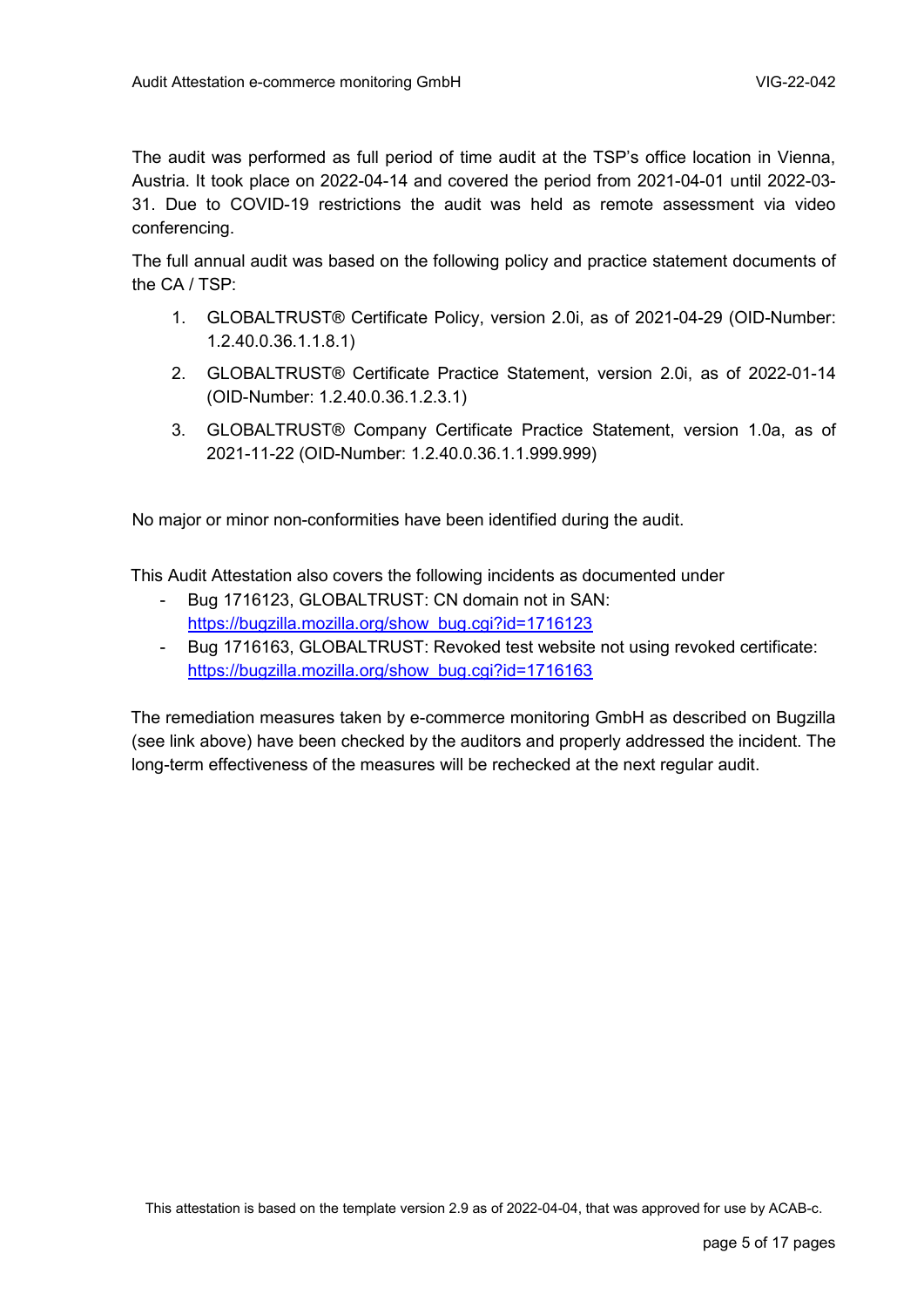The audit was performed as full period of time audit at the TSP's office location in Vienna, Austria. It took place on 2022-04-14 and covered the period from 2021-04-01 until 2022-03-31. Due to COVID-19 restrictions the audit was held as remote assessment via video conferencing.

The full annual audit was based on the following policy and practice statement documents of the CA / TSP:

1. GLOBALTRUST® Certificate Policy, version 2.0i, as of 2021-04-29 (OID-Number: 1.2.40.0.36.1.1.8.1)
2. GLOBALTRUST® Certificate Practice Statement, version 2.0i, as of 2022-01-14 (OID-Number: 1.2.40.0.36.1.2.3.1)
3. GLOBALTRUST® Company Certificate Practice Statement, version 1.0a, as of 2021-11-22 (OID-Number: 1.2.40.0.36.1.1.999.999)

No major or minor non-conformities have been identified during the audit.

This Audit Attestation also covers the following incidents as documented under

- Bug 1716123, GLOBALTRUST: CN domain not in SAN: https://bugzilla.mozilla.org/show_bug.cgi?id=1716123
- Bug 1716163, GLOBALTRUST: Revoked test website not using revoked certificate: https://bugzilla.mozilla.org/show_bug.cgi?id=1716163

The remediation measures taken by e-commerce monitoring GmbH as described on Bugzilla (see link above) have been checked by the auditors and properly addressed the incident. The long-term effectiveness of the measures will be rechecked at the next regular audit.

This attestation is based on the template version 2.9 as of 2022-04-04, that was approved for use by ACAB-c.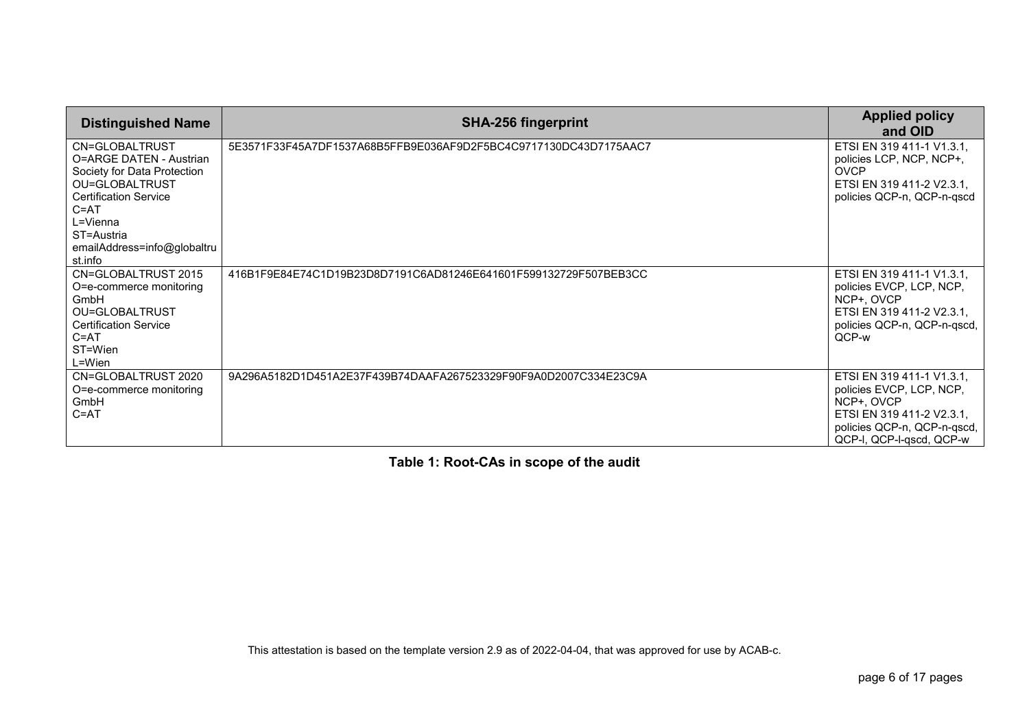| Distinguished Name | SHA-256 fingerprint | Applied policy and OID |
|---|---|---|
| CN=GLOBALTRUST<br>O=ARGE DATEN - Austrian Society for Data Protection<br>OU=GLOBALTRUST Certification Service<br>C=AT<br>L=Vienna<br>ST=Austria<br>emailAddress=info@globaltrust.info | 5E3571F33F45A7DF1537A68B5FFB9E036AF9D2F5BC4C9717130DC43D7175AAC7 | ETSI EN 319 411-1 V1.3.1, policies LCP, NCP, NCP+, OVCP<br>ETSI EN 319 411-2 V2.3.1, policies QCP-n, QCP-n-qscd |
| CN=GLOBALTRUST 2015<br>O=e-commerce monitoring GmbH<br>OU=GLOBALTRUST Certification Service<br>C=AT<br>ST=Wien<br>L=Wien | 416B1F9E84E74C1D19B23D8D7191C6AD81246E641601F599132729F507BEB3CC | ETSI EN 319 411-1 V1.3.1, policies EVCP, LCP, NCP, NCP+, OVCP<br>ETSI EN 319 411-2 V2.3.1, policies QCP-n, QCP-n-qscd, QCP-w |
| CN=GLOBALTRUST 2020<br>O=e-commerce monitoring GmbH<br>C=AT | 9A296A5182D1D451A2E37F439B74DAAFA267523329F90F9A0D2007C334E23C9A | ETSI EN 319 411-1 V1.3.1, policies EVCP, LCP, NCP, NCP+, OVCP<br>ETSI EN 319 411-2 V2.3.1, policies QCP-n, QCP-n-qscd, QCP-l, QCP-l-qscd, QCP-w |

**Table 1: Root-CAs in scope of the audit**

This attestation is based on the template version 2.9 as of 2022-04-04, that was approved for use by ACAB-c.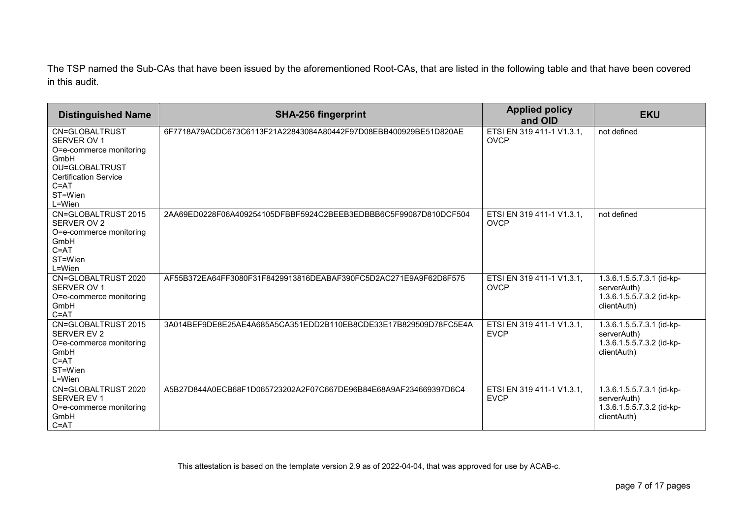The TSP named the Sub-CAs that have been issued by the aforementioned Root-CAs, that are listed in the following table and that have been covered in this audit.

| Distinguished Name | SHA-256 fingerprint | Applied policy and OID | EKU |
|---|---|---|---|
| CN=GLOBALTRUST SERVER OV 1<br>O=e-commerce monitoring GmbH<br>OU=GLOBALTRUST Certification Service<br>C=AT<br>ST=Wien<br>L=Wien | 6F7718A79ACDC673C6113F21A22843084A80442F97D08EBB400929BE51D820AE | ETSI EN 319 411-1 V1.3.1, OVCP | not defined |
| CN=GLOBALTRUST 2015 SERVER OV 2<br>O=e-commerce monitoring GmbH<br>C=AT<br>ST=Wien<br>L=Wien | 2AA69ED0228F06A409254105DFBBF5924C2BEEB3EDBBB6C5F99087D810DCF504 | ETSI EN 319 411-1 V1.3.1, OVCP | not defined |
| CN=GLOBALTRUST 2020 SERVER OV 1<br>O=e-commerce monitoring GmbH<br>C=AT | AF55B372EA64FF3080F31F8429913816DEABAF390FC5D2AC271E9A9F62D8F575 | ETSI EN 319 411-1 V1.3.1, OVCP | 1.3.6.1.5.5.7.3.1 (id-kp-serverAuth)<br>1.3.6.1.5.5.7.3.2 (id-kp-clientAuth) |
| CN=GLOBALTRUST 2015 SERVER EV 2<br>O=e-commerce monitoring GmbH<br>C=AT<br>ST=Wien<br>L=Wien | 3A014BEF9DE8E25AE4A685A5CA351EDD2B110EB8CDE33E17B829509D78FC5E4A | ETSI EN 319 411-1 V1.3.1, EVCP | 1.3.6.1.5.5.7.3.1 (id-kp-serverAuth)<br>1.3.6.1.5.5.7.3.2 (id-kp-clientAuth) |
| CN=GLOBALTRUST 2020 SERVER EV 1<br>O=e-commerce monitoring GmbH<br>C=AT | A5B27D844A0ECB68F1D065723202A2F07C667DE96B84E68A9AF234669397D6C4 | ETSI EN 319 411-1 V1.3.1, EVCP | 1.3.6.1.5.5.7.3.1 (id-kp-serverAuth)<br>1.3.6.1.5.5.7.3.2 (id-kp-clientAuth) |

This attestation is based on the template version 2.9 as of 2022-04-04, that was approved for use by ACAB-c.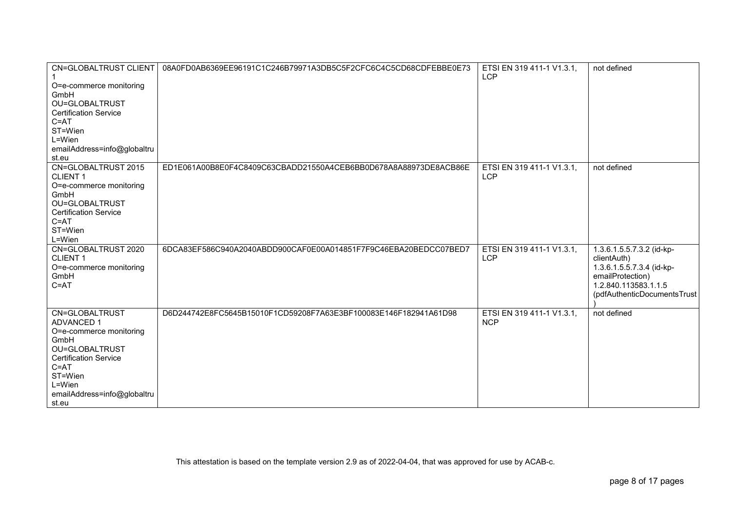| | | | |
|---|---|---|---|
| CN=GLOBALTRUST CLIENT 1<br>O=e-commerce monitoring GmbH<br>OU=GLOBALTRUST Certification Service<br>C=AT<br>ST=Wien<br>L=Wien<br>emailAddress=info@globaltrust.eu | 08A0FD0AB6369EE96191C1C246B79971A3DB5C5F2CFC6C4C5CD68CDFEBBE0E73 | ETSI EN 319 411-1 V1.3.1, LCP | not defined |
| CN=GLOBALTRUST 2015 CLIENT 1<br>O=e-commerce monitoring GmbH<br>OU=GLOBALTRUST Certification Service<br>C=AT<br>ST=Wien<br>L=Wien | ED1E061A00B8E0F4C8409C63CBADD21550A4CEB6BB0D678A8A88973DE8ACB86E | ETSI EN 319 411-1 V1.3.1, LCP | not defined |
| CN=GLOBALTRUST 2020 CLIENT 1<br>O=e-commerce monitoring GmbH<br>C=AT | 6DCA83EF586C940A2040ABDD900CAF0E00A014851F7F9C46EBA20BEDCC07BED7 | ETSI EN 319 411-1 V1.3.1, LCP | 1.3.6.1.5.5.7.3.2 (id-kp-clientAuth)<br>1.3.6.1.5.5.7.3.4 (id-kp-emailProtection)<br>1.2.840.113583.1.1.5 (pdfAuthenticDocumentsTrust) |
| CN=GLOBALTRUST ADVANCED 1<br>O=e-commerce monitoring GmbH<br>OU=GLOBALTRUST Certification Service<br>C=AT<br>ST=Wien<br>L=Wien<br>emailAddress=info@globaltrust.eu | D6D244742E8FC5645B15010F1CD59208F7A63E3BF100083E146F182941A61D98 | ETSI EN 319 411-1 V1.3.1, NCP | not defined |

This attestation is based on the template version 2.9 as of 2022-04-04, that was approved for use by ACAB-c.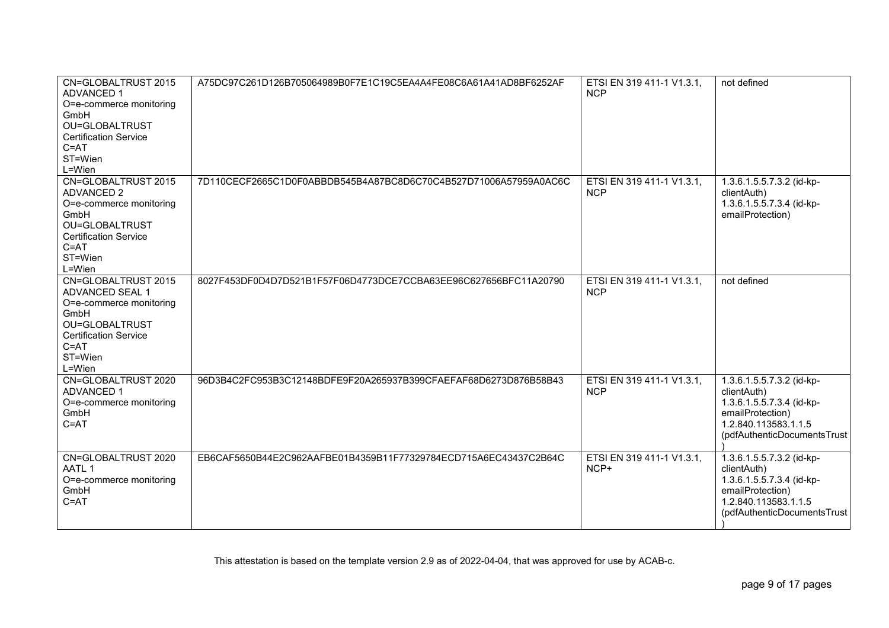| | | | |
|---|---|---|---|
| CN=GLOBALTRUST 2015 ADVANCED 1<br>O=e-commerce monitoring GmbH<br>OU=GLOBALTRUST Certification Service<br>C=AT<br>ST=Wien<br>L=Wien | A75DC97C261D126B705064989B0F7E1C19C5EA4A4FE08C6A61A41AD8BF6252AF | ETSI EN 319 411-1 V1.3.1, NCP | not defined |
| CN=GLOBALTRUST 2015 ADVANCED 2<br>O=e-commerce monitoring GmbH<br>OU=GLOBALTRUST Certification Service<br>C=AT<br>ST=Wien<br>L=Wien | 7D110CECF2665C1D0F0ABBDB545B4A87BC8D6C70C4B527D71006A57959A0AC6C | ETSI EN 319 411-1 V1.3.1, NCP | 1.3.6.1.5.5.7.3.2 (id-kp-clientAuth)<br>1.3.6.1.5.5.7.3.4 (id-kp-emailProtection) |
| CN=GLOBALTRUST 2015 ADVANCED SEAL 1<br>O=e-commerce monitoring GmbH<br>OU=GLOBALTRUST Certification Service<br>C=AT<br>ST=Wien<br>L=Wien | 8027F453DF0D4D7D521B1F57F06D4773DCE7CCBA63EE96C627656BFC11A20790 | ETSI EN 319 411-1 V1.3.1, NCP | not defined |
| CN=GLOBALTRUST 2020 ADVANCED 1<br>O=e-commerce monitoring GmbH<br>C=AT | 96D3B4C2FC953B3C12148BDFE9F20A265937B399CFAEFAF68D6273D876B58B43 | ETSI EN 319 411-1 V1.3.1, NCP | 1.3.6.1.5.5.7.3.2 (id-kp-clientAuth)<br>1.3.6.1.5.5.7.3.4 (id-kp-emailProtection)<br>1.2.840.113583.1.1.5 (pdfAuthenticDocumentsTrust) |
| CN=GLOBALTRUST 2020 AATL 1<br>O=e-commerce monitoring GmbH<br>C=AT | EB6CAF5650B44E2C962AAFBE01B4359B11F77329784ECD715A6EC43437C2B64C | ETSI EN 319 411-1 V1.3.1, NCP+ | 1.3.6.1.5.5.7.3.2 (id-kp-clientAuth)<br>1.3.6.1.5.5.7.3.4 (id-kp-emailProtection)<br>1.2.840.113583.1.1.5 (pdfAuthenticDocumentsTrust) |

This attestation is based on the template version 2.9 as of 2022-04-04, that was approved for use by ACAB-c.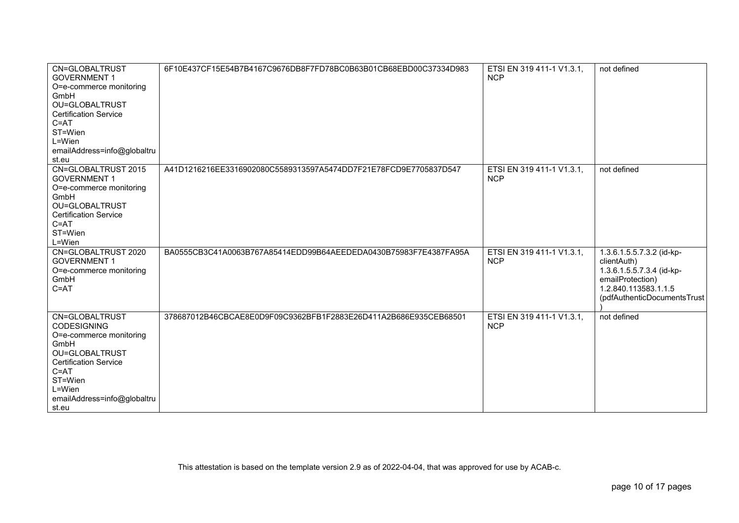| | | | |
|---|---|---|---|
| CN=GLOBALTRUST GOVERNMENT 1<br>O=e-commerce monitoring GmbH<br>OU=GLOBALTRUST Certification Service<br>C=AT<br>ST=Wien<br>L=Wien<br>emailAddress=info@globaltrust.eu | 6F10E437CF15E54B7B4167C9676DB8F7FD78BC0B63B01CB68EBD00C37334D983 | ETSI EN 319 411-1 V1.3.1, NCP | not defined |
| CN=GLOBALTRUST 2015 GOVERNMENT 1<br>O=e-commerce monitoring GmbH<br>OU=GLOBALTRUST Certification Service<br>C=AT<br>ST=Wien<br>L=Wien | A41D1216216EE3316902080C5589313597A5474DD7F21E78FCD9E7705837D547 | ETSI EN 319 411-1 V1.3.1, NCP | not defined |
| CN=GLOBALTRUST 2020 GOVERNMENT 1<br>O=e-commerce monitoring GmbH<br>C=AT | BA0555CB3C41A0063B767A85414EDD99B64AEEDEDA0430B75983F7E4387FA95A | ETSI EN 319 411-1 V1.3.1, NCP | 1.3.6.1.5.5.7.3.2 (id-kp-clientAuth)<br>1.3.6.1.5.5.7.3.4 (id-kp-emailProtection)<br>1.2.840.113583.1.1.5 (pdfAuthenticDocumentsTrust) |
| CN=GLOBALTRUST CODESIGNING<br>O=e-commerce monitoring GmbH<br>OU=GLOBALTRUST Certification Service<br>C=AT<br>ST=Wien<br>L=Wien<br>emailAddress=info@globaltrust.eu | 378687012B46CBCAE8E0D9F09C9362BFB1F2883E26D411A2B686E935CEB68501 | ETSI EN 319 411-1 V1.3.1, NCP | not defined |

This attestation is based on the template version 2.9 as of 2022-04-04, that was approved for use by ACAB-c.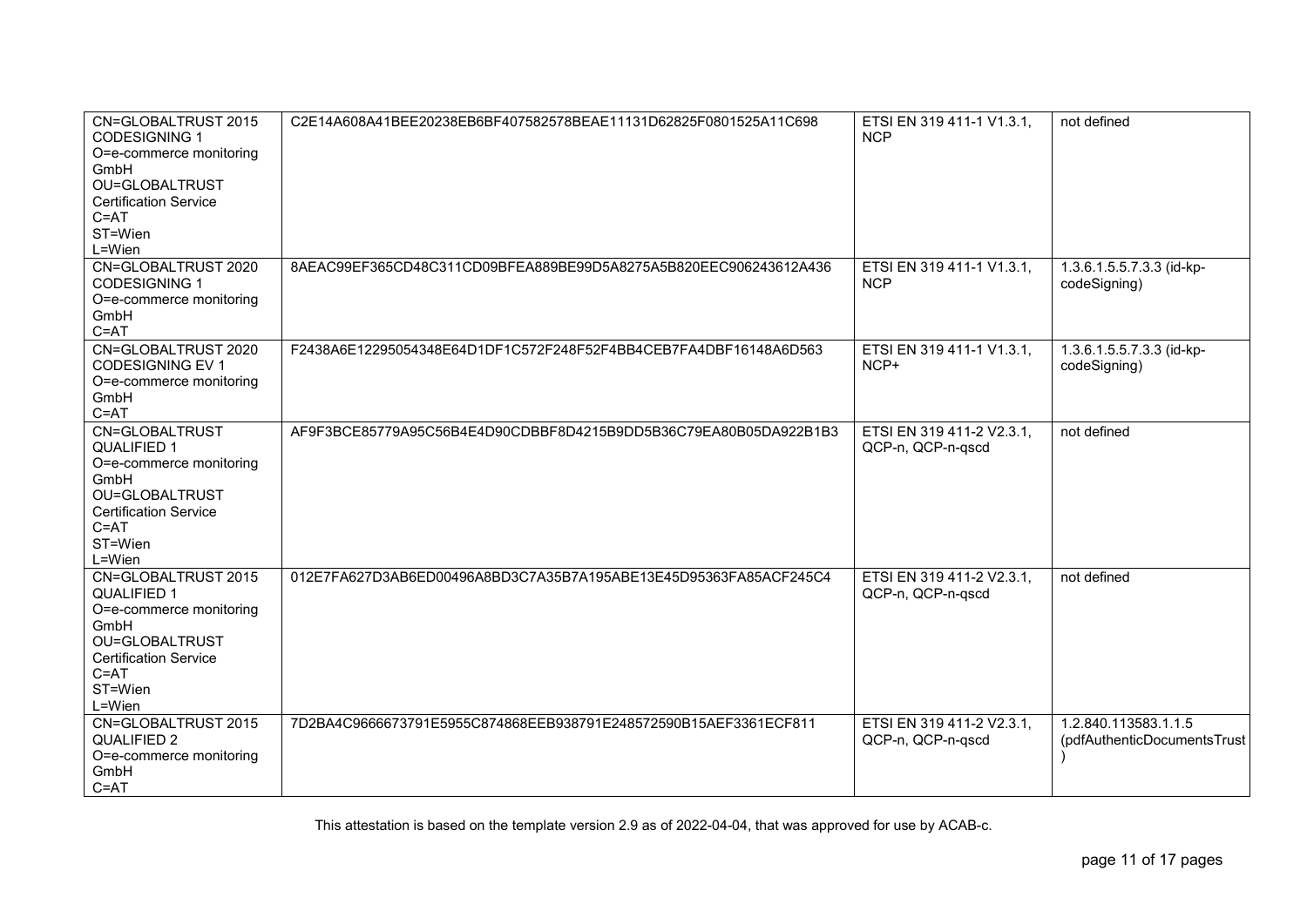| | | | |
|---|---|---|---|
| CN=GLOBALTRUST 2015 CODESIGNING 1<br>O=e-commerce monitoring GmbH<br>OU=GLOBALTRUST Certification Service<br>C=AT<br>ST=Wien<br>L=Wien | C2E14A608A41BEE20238EB6BF407582578BEAE11131D62825F0801525A11C698 | ETSI EN 319 411-1 V1.3.1, NCP | not defined |
| CN=GLOBALTRUST 2020 CODESIGNING 1<br>O=e-commerce monitoring GmbH<br>C=AT | 8AEAC99EF365CD48C311CD09BFEA889BE99D5A8275A5B820EEC906243612A436 | ETSI EN 319 411-1 V1.3.1, NCP | 1.3.6.1.5.5.7.3.3 (id-kp-codeSigning) |
| CN=GLOBALTRUST 2020 CODESIGNING EV 1<br>O=e-commerce monitoring GmbH<br>C=AT | F2438A6E12295054348E64D1DF1C572F248F52F4BB4CEB7FA4DBF16148A6D563 | ETSI EN 319 411-1 V1.3.1, NCP+ | 1.3.6.1.5.5.7.3.3 (id-kp-codeSigning) |
| CN=GLOBALTRUST QUALIFIED 1<br>O=e-commerce monitoring GmbH<br>OU=GLOBALTRUST Certification Service<br>C=AT<br>ST=Wien<br>L=Wien | AF9F3BCE85779A95C56B4E4D90CDBBF8D4215B9DD5B36C79EA80B05DA922B1B3 | ETSI EN 319 411-2 V2.3.1, QCP-n, QCP-n-qscd | not defined |
| CN=GLOBALTRUST 2015 QUALIFIED 1<br>O=e-commerce monitoring GmbH<br>OU=GLOBALTRUST Certification Service<br>C=AT<br>ST=Wien<br>L=Wien | 012E7FA627D3AB6ED00496A8BD3C7A35B7A195ABE13E45D95363FA85ACF245C4 | ETSI EN 319 411-2 V2.3.1, QCP-n, QCP-n-qscd | not defined |
| CN=GLOBALTRUST 2015 QUALIFIED 2<br>O=e-commerce monitoring GmbH<br>C=AT | 7D2BA4C9666673791E5955C874868EEB938791E248572590B15AEF3361ECF811 | ETSI EN 319 411-2 V2.3.1, QCP-n, QCP-n-qscd | 1.2.840.113583.1.1.5 (pdfAuthenticDocumentsTrust) |

This attestation is based on the template version 2.9 as of 2022-04-04, that was approved for use by ACAB-c.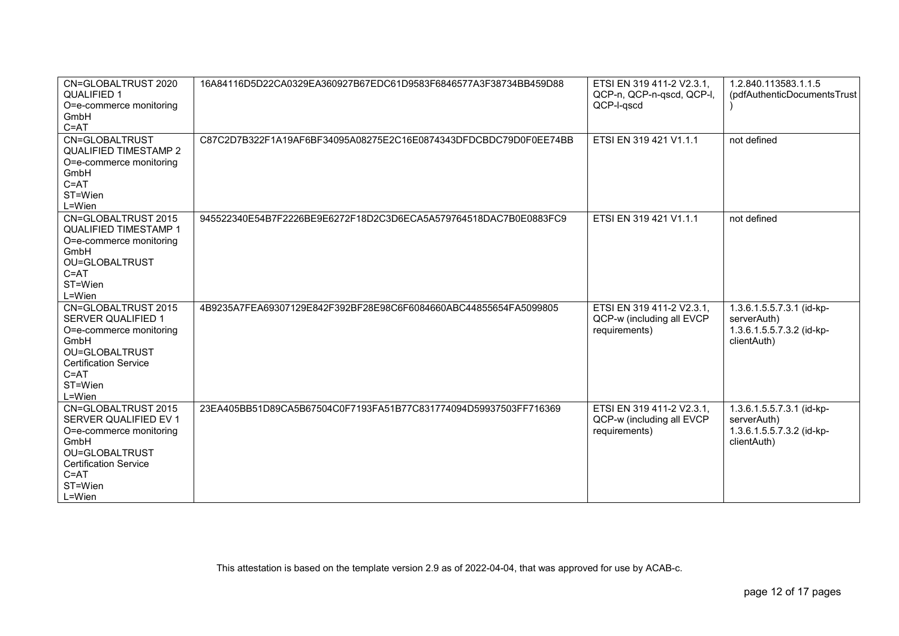| | | | |
|---|---|---|---|
| CN=GLOBALTRUST 2020 QUALIFIED 1<br>O=e-commerce monitoring GmbH<br>C=AT | 16A84116D5D22CA0329EA360927B67EDC61D9583F6846577A3F38734BB459D88 | ETSI EN 319 411-2 V2.3.1, QCP-n, QCP-n-qscd, QCP-l, QCP-l-qscd | 1.2.840.113583.1.1.5 (pdfAuthenticDocumentsTrust) |
| CN=GLOBALTRUST QUALIFIED TIMESTAMP 2<br>O=e-commerce monitoring GmbH<br>C=AT<br>ST=Wien<br>L=Wien | C87C2D7B322F1A19AF6BF34095A08275E2C16E0874343DFDCBDC79D0F0EE74BB | ETSI EN 319 421 V1.1.1 | not defined |
| CN=GLOBALTRUST 2015 QUALIFIED TIMESTAMP 1<br>O=e-commerce monitoring GmbH<br>OU=GLOBALTRUST<br>C=AT<br>ST=Wien<br>L=Wien | 945522340E54B7F2226BE9E6272F18D2C3D6ECA5A579764518DAC7B0E0883FC9 | ETSI EN 319 421 V1.1.1 | not defined |
| CN=GLOBALTRUST 2015 SERVER QUALIFIED 1<br>O=e-commerce monitoring GmbH<br>OU=GLOBALTRUST Certification Service<br>C=AT<br>ST=Wien<br>L=Wien | 4B9235A7FEA69307129E842F392BF28E98C6F6084660ABC44855654FA5099805 | ETSI EN 319 411-2 V2.3.1, QCP-w (including all EVCP requirements) | 1.3.6.1.5.5.7.3.1 (id-kp-serverAuth)<br>1.3.6.1.5.5.7.3.2 (id-kp-clientAuth) |
| CN=GLOBALTRUST 2015 SERVER QUALIFIED EV 1<br>O=e-commerce monitoring GmbH<br>OU=GLOBALTRUST Certification Service<br>C=AT<br>ST=Wien<br>L=Wien | 23EA405BB51D89CA5B67504C0F7193FA51B77C831774094D59937503FF716369 | ETSI EN 319 411-2 V2.3.1, QCP-w (including all EVCP requirements) | 1.3.6.1.5.5.7.3.1 (id-kp-serverAuth)<br>1.3.6.1.5.5.7.3.2 (id-kp-clientAuth) |

This attestation is based on the template version 2.9 as of 2022-04-04, that was approved for use by ACAB-c.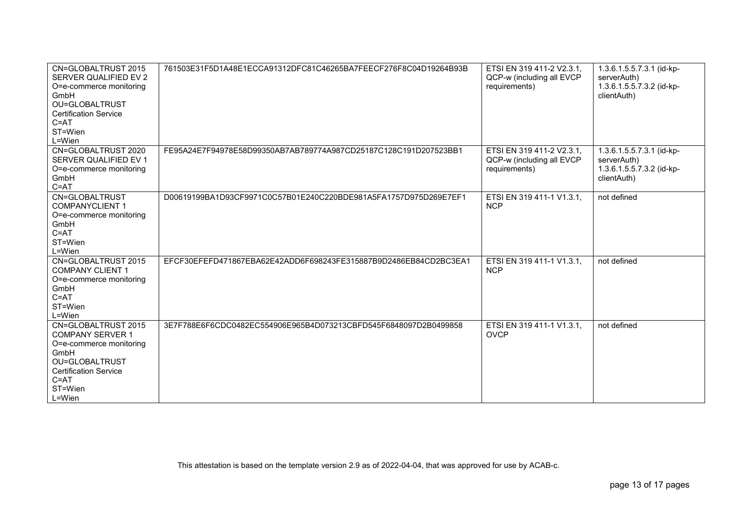| | | | |
|---|---|---|---|
| CN=GLOBALTRUST 2015 SERVER QUALIFIED EV 2<br>O=e-commerce monitoring GmbH<br>OU=GLOBALTRUST Certification Service<br>C=AT<br>ST=Wien<br>L=Wien | 761503E31F5D1A48E1ECCA91312DFC81C46265BA7FEECF276F8C04D19264B93B | ETSI EN 319 411-2 V2.3.1, QCP-w (including all EVCP requirements) | 1.3.6.1.5.5.7.3.1 (id-kp-serverAuth)<br>1.3.6.1.5.5.7.3.2 (id-kp-clientAuth) |
| CN=GLOBALTRUST 2020 SERVER QUALIFIED EV 1<br>O=e-commerce monitoring GmbH<br>C=AT | FE95A24E7F94978E58D99350AB7AB789774A987CD25187C128C191D207523BB1 | ETSI EN 319 411-2 V2.3.1, QCP-w (including all EVCP requirements) | 1.3.6.1.5.5.7.3.1 (id-kp-serverAuth)<br>1.3.6.1.5.5.7.3.2 (id-kp-clientAuth) |
| CN=GLOBALTRUST COMPANYCLIENT 1<br>O=e-commerce monitoring GmbH<br>C=AT<br>ST=Wien<br>L=Wien | D00619199BA1D93CF9971C0C57B01E240C220BDE981A5FA1757D975D269E7EF1 | ETSI EN 319 411-1 V1.3.1, NCP | not defined |
| CN=GLOBALTRUST 2015 COMPANY CLIENT 1<br>O=e-commerce monitoring GmbH<br>C=AT<br>ST=Wien<br>L=Wien | EFCF30EFEFD471867EBA62E42ADD6F698243FE315887B9D2486EB84CD2BC3EA1 | ETSI EN 319 411-1 V1.3.1, NCP | not defined |
| CN=GLOBALTRUST 2015 COMPANY SERVER 1<br>O=e-commerce monitoring GmbH<br>OU=GLOBALTRUST Certification Service<br>C=AT<br>ST=Wien<br>L=Wien | 3E7F788E6F6CDC0482EC554906E965B4D073213CBFD545F6848097D2B0499858 | ETSI EN 319 411-1 V1.3.1, OVCP | not defined |

This attestation is based on the template version 2.9 as of 2022-04-04, that was approved for use by ACAB-c.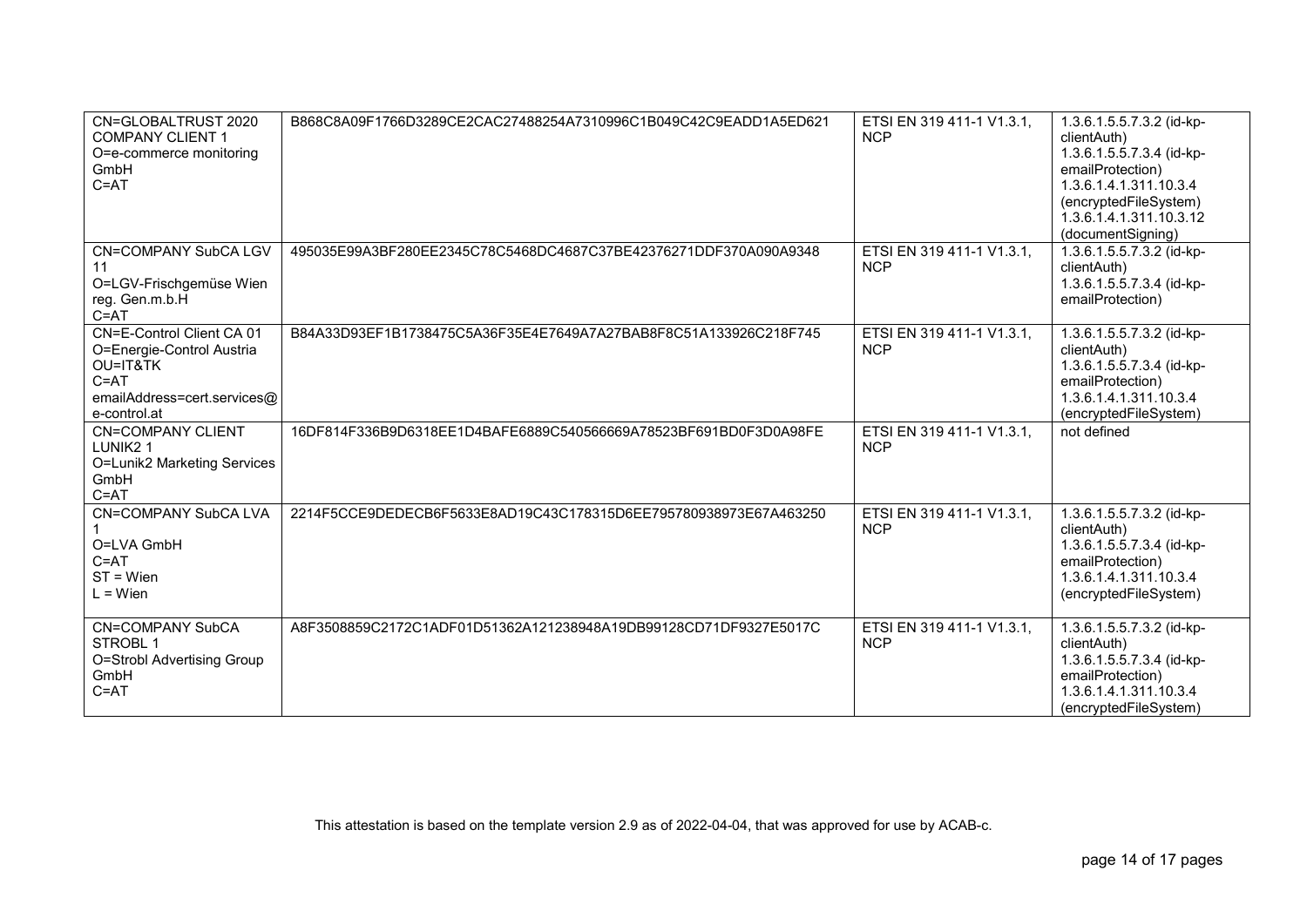| CN=GLOBALTRUST 2020 COMPANY CLIENT 1<br>O=e-commerce monitoring GmbH<br>C=AT | B868C8A09F1766D3289CE2CAC27488254A7310996C1B049C42C9EADD1A5ED621 | ETSI EN 319 411-1 V1.3.1, NCP | 1.3.6.1.5.5.7.3.2 (id-kp-clientAuth)<br>1.3.6.1.5.5.7.3.4 (id-kp-emailProtection)<br>1.3.6.1.4.1.311.10.3.4 (encryptedFileSystem)<br>1.3.6.1.4.1.311.10.3.12 (documentSigning) |
|---|---|---|---|
| CN=COMPANY SubCA LGV 11<br>O=LGV-Frischgemüse Wien reg. Gen.m.b.H<br>C=AT | 495035E99A3BF280EE2345C78C5468DC4687C37BE42376271DDF370A090A9348 | ETSI EN 319 411-1 V1.3.1, NCP | 1.3.6.1.5.5.7.3.2 (id-kp-clientAuth)<br>1.3.6.1.5.5.7.3.4 (id-kp-emailProtection) |
| CN=E-Control Client CA 01<br>O=Energie-Control Austria<br>OU=IT&TK<br>C=AT<br>emailAddress=cert.services@e-control.at | B84A33D93EF1B1738475C5A36F35E4E7649A7A27BAB8F8C51A133926C218F745 | ETSI EN 319 411-1 V1.3.1, NCP | 1.3.6.1.5.5.7.3.2 (id-kp-clientAuth)<br>1.3.6.1.5.5.7.3.4 (id-kp-emailProtection)<br>1.3.6.1.4.1.311.10.3.4 (encryptedFileSystem) |
| CN=COMPANY CLIENT LUNIK2 1<br>O=Lunik2 Marketing Services GmbH<br>C=AT | 16DF814F336B9D6318EE1D4BAFE6889C540566669A78523BF691BD0F3D0A98FE | ETSI EN 319 411-1 V1.3.1, NCP | not defined |
| CN=COMPANY SubCA LVA 1<br>O=LVA GmbH<br>C=AT<br>ST = Wien<br>L = Wien | 2214F5CCE9DEDECB6F5633E8AD19C43C178315D6EE795780938973E67A463250 | ETSI EN 319 411-1 V1.3.1, NCP | 1.3.6.1.5.5.7.3.2 (id-kp-clientAuth)<br>1.3.6.1.5.5.7.3.4 (id-kp-emailProtection)<br>1.3.6.1.4.1.311.10.3.4 (encryptedFileSystem) |
| CN=COMPANY SubCA STROBL 1<br>O=Strobl Advertising Group GmbH<br>C=AT | A8F3508859C2172C1ADF01D51362A121238948A19DB99128CD71DF9327E5017C | ETSI EN 319 411-1 V1.3.1, NCP | 1.3.6.1.5.5.7.3.2 (id-kp-clientAuth)<br>1.3.6.1.5.5.7.3.4 (id-kp-emailProtection)<br>1.3.6.1.4.1.311.10.3.4 (encryptedFileSystem) |

This attestation is based on the template version 2.9 as of 2022-04-04, that was approved for use by ACAB-c.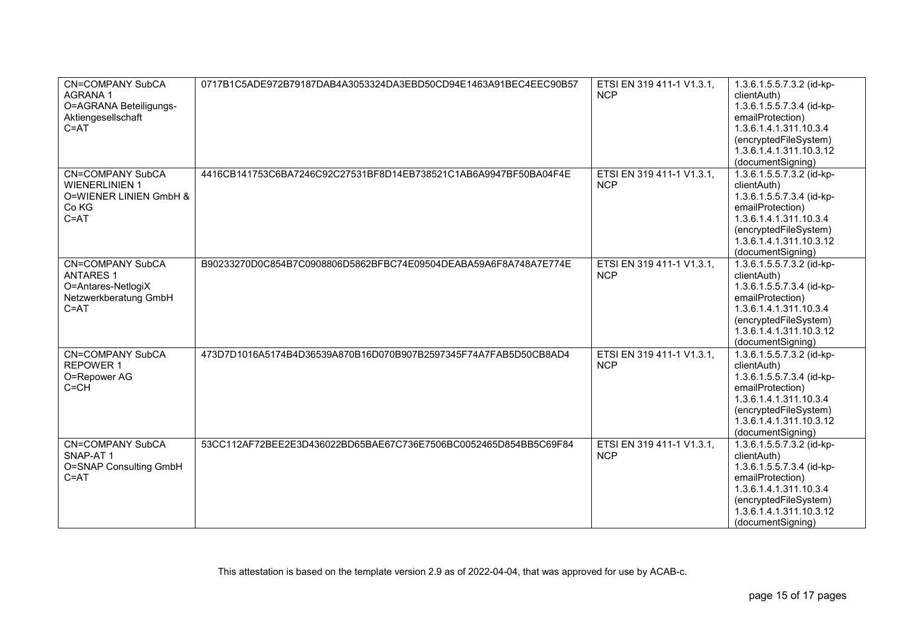| | | | |
|---|---|---|---|
| CN=COMPANY SubCA AGRANA 1<br>O=AGRANA Beteiligungs-Aktiengesellschaft<br>C=AT | 0717B1C5ADE972B79187DAB4A3053324DA3EBD50CD94E1463A91BEC4EEC90B57 | ETSI EN 319 411-1 V1.3.1, NCP | 1.3.6.1.5.5.7.3.2 (id-kp-clientAuth)<br>1.3.6.1.5.5.7.3.4 (id-kp-emailProtection)<br>1.3.6.1.4.1.311.10.3.4 (encryptedFileSystem)<br>1.3.6.1.4.1.311.10.3.12 (documentSigning) |
| CN=COMPANY SubCA WIENERLINIEN 1<br>O=WIENER LINIEN GmbH & Co KG<br>C=AT | 4416CB141753C6BA7246C92C27531BF8D14EB738521C1AB6A9947BF50BA04F4E | ETSI EN 319 411-1 V1.3.1, NCP | 1.3.6.1.5.5.7.3.2 (id-kp-clientAuth)<br>1.3.6.1.5.5.7.3.4 (id-kp-emailProtection)<br>1.3.6.1.4.1.311.10.3.4 (encryptedFileSystem)<br>1.3.6.1.4.1.311.10.3.12 (documentSigning) |
| CN=COMPANY SubCA ANTARES 1<br>O=Antares-NetlogiX Netzwerkberatung GmbH<br>C=AT | B90233270D0C854B7C0908806D5862BFBC74E09504DEABA59A6F8A748A7E774E | ETSI EN 319 411-1 V1.3.1, NCP | 1.3.6.1.5.5.7.3.2 (id-kp-clientAuth)<br>1.3.6.1.5.5.7.3.4 (id-kp-emailProtection)<br>1.3.6.1.4.1.311.10.3.4 (encryptedFileSystem)<br>1.3.6.1.4.1.311.10.3.12 (documentSigning) |
| CN=COMPANY SubCA REPOWER 1<br>O=Repower AG<br>C=CH | 473D7D1016A5174B4D36539A870B16D070B907B2597345F74A7FAB5D50CB8AD4 | ETSI EN 319 411-1 V1.3.1, NCP | 1.3.6.1.5.5.7.3.2 (id-kp-clientAuth)<br>1.3.6.1.5.5.7.3.4 (id-kp-emailProtection)<br>1.3.6.1.4.1.311.10.3.4 (encryptedFileSystem)<br>1.3.6.1.4.1.311.10.3.12 (documentSigning) |
| CN=COMPANY SubCA SNAP-AT 1<br>O=SNAP Consulting GmbH<br>C=AT | 53CC112AF72BEE2E3D436022BD65BAE67C736E7506BC0052465D854BB5C69F84 | ETSI EN 319 411-1 V1.3.1, NCP | 1.3.6.1.5.5.7.3.2 (id-kp-clientAuth)<br>1.3.6.1.5.5.7.3.4 (id-kp-emailProtection)<br>1.3.6.1.4.1.311.10.3.4 (encryptedFileSystem)<br>1.3.6.1.4.1.311.10.3.12 (documentSigning) |

This attestation is based on the template version 2.9 as of 2022-04-04, that was approved for use by ACAB-c.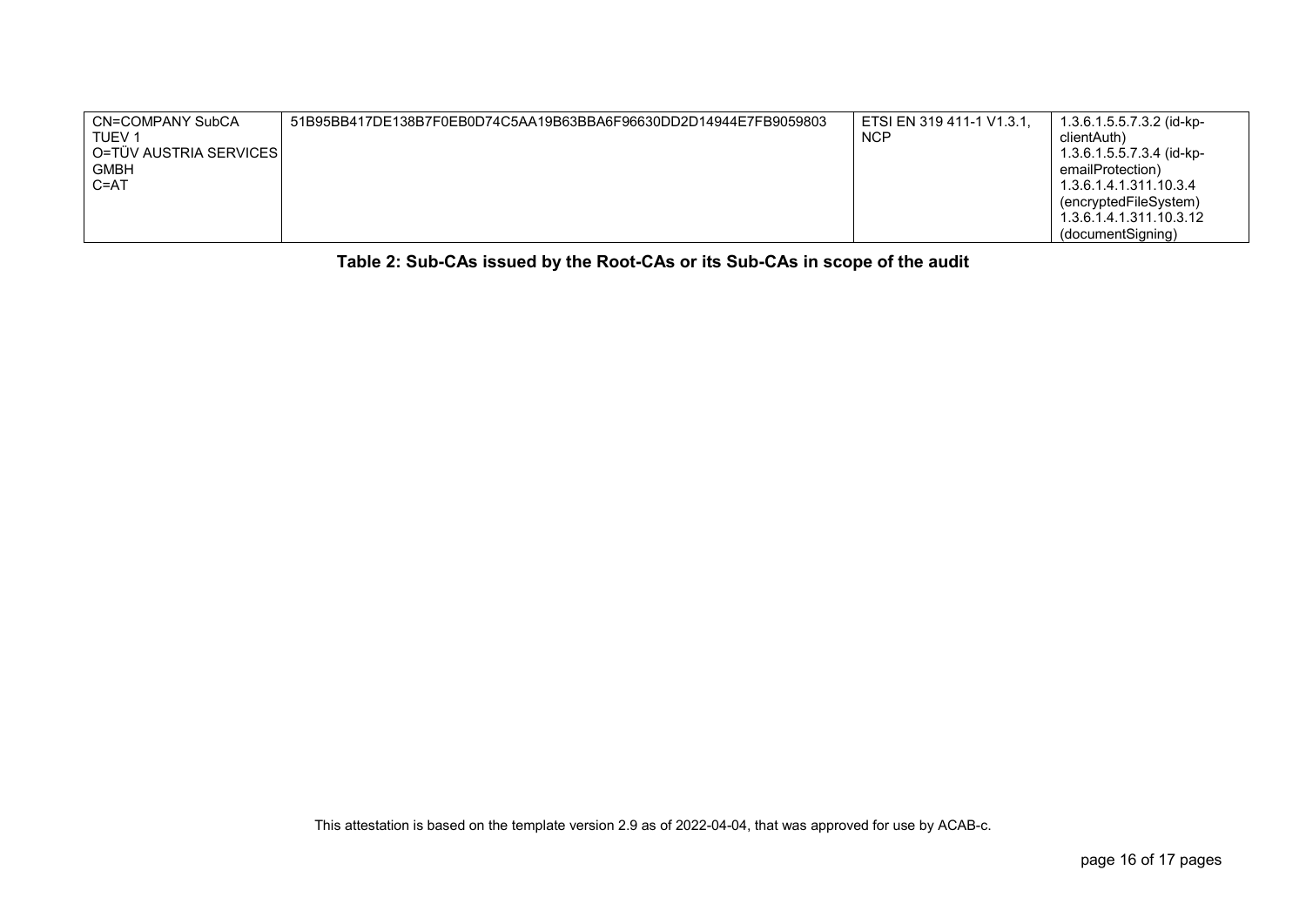| CN=COMPANY SubCA TUEV 1<br>O=TÜV AUSTRIA SERVICES GMBH<br>C=AT | 51B95BB417DE138B7F0EB0D74C5AA19B63BBA6F96630DD2D14944E7FB9059803 | ETSI EN 319 411-1 V1.3.1, NCP | 1.3.6.1.5.5.7.3.2 (id-kp-clientAuth)<br>1.3.6.1.5.5.7.3.4 (id-kp-emailProtection)<br>1.3.6.1.4.1.311.10.3.4 (encryptedFileSystem)<br>1.3.6.1.4.1.311.10.3.12 (documentSigning) |
|---|---|---|---|

**Table 2: Sub-CAs issued by the Root-CAs or its Sub-CAs in scope of the audit**

This attestation is based on the template version 2.9 as of 2022-04-04, that was approved for use by ACAB-c.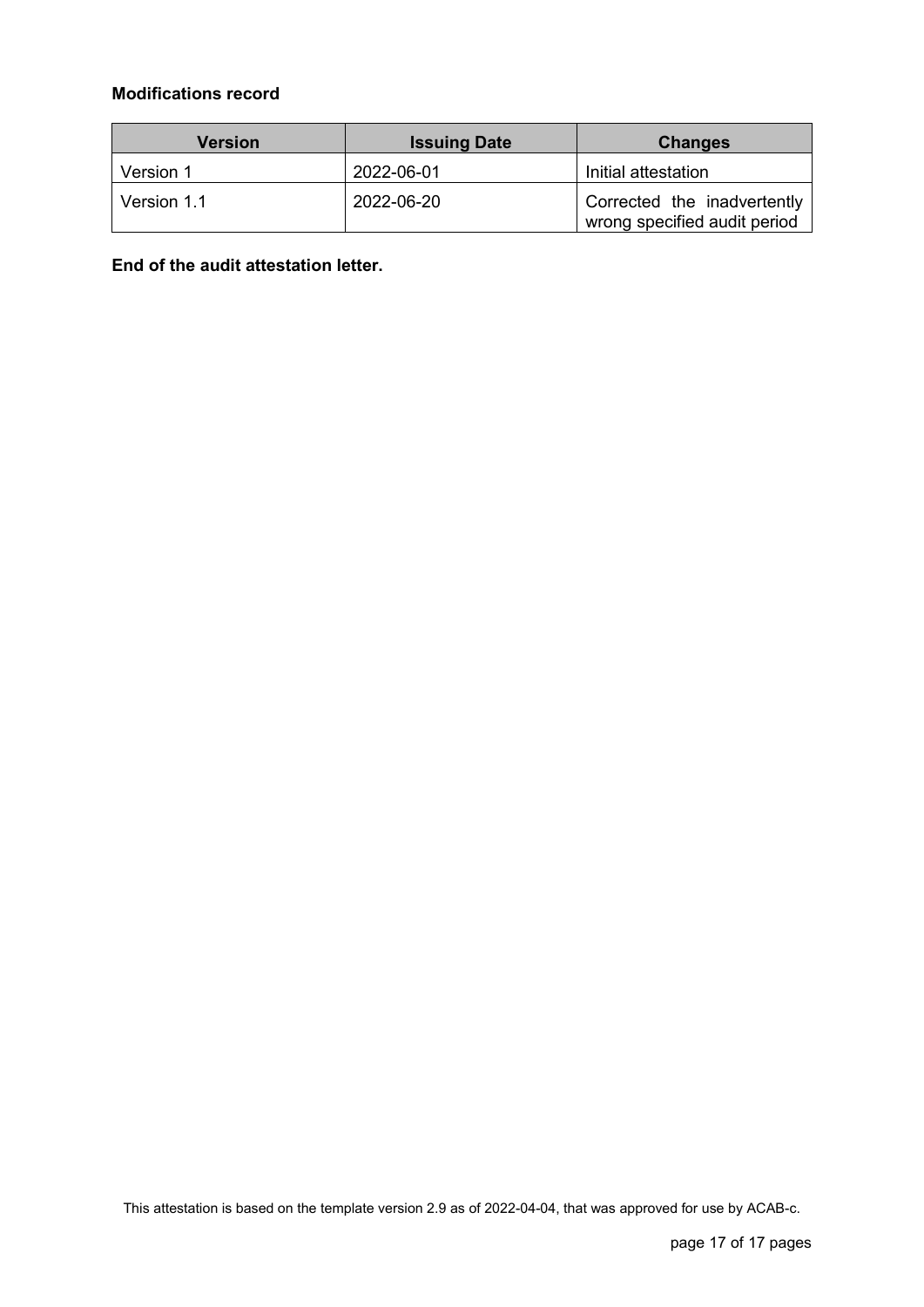**Modifications record**

| Version | Issuing Date | Changes |
| --- | --- | --- |
| Version 1 | 2022-06-01 | Initial attestation |
| Version 1.1 | 2022-06-20 | Corrected the inadvertently wrong specified audit period |

**End of the audit attestation letter.**

This attestation is based on the template version 2.9 as of 2022-04-04, that was approved for use by ACAB-c.